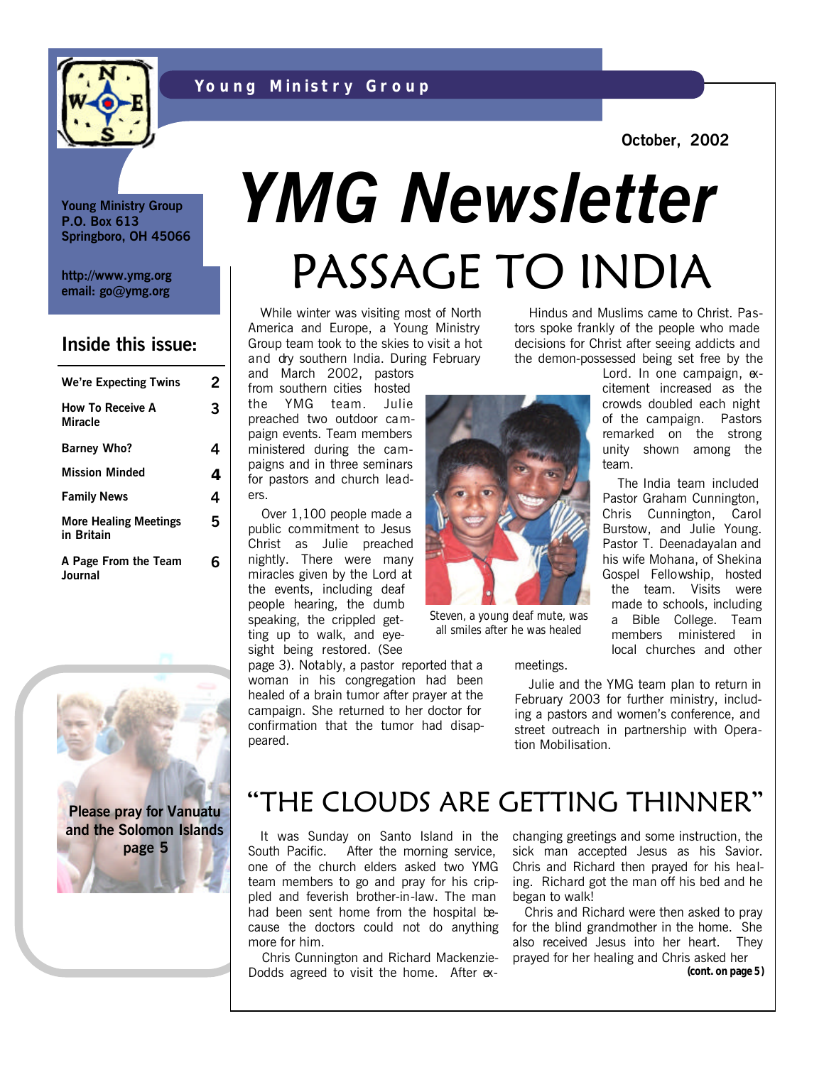Young Ministry Group

October, 2002

# YMG Newsletter

Young Ministry Group
P.O. Box 613
Springboro, OH 45066

http://www.ymg.org
email: go@ymg.org

## Inside this issue:

| | |
|---|---|
| We're Expecting Twins | 2 |
| How To Receive A Miracle | 3 |
| Barney Who? | 4 |
| Mission Minded | 4 |
| Family News | 4 |
| More Healing Meetings in Britain | 5 |
| A Page From the Team Journal | 6 |

**Please pray for Vanuatu and the Solomon Islands page 5**

## PASSAGE TO INDIA

While winter was visiting most of North America and Europe, a Young Ministry Group team took to the skies to visit a hot and dry southern India. During February and March 2002, pastors from southern cities hosted the YMG team. Julie preached two outdoor campaign events. Team members ministered during the campaigns and in three seminars for pastors and church leaders.

Over 1,100 people made a public commitment to Jesus Christ as Julie preached nightly. There were many miracles given by the Lord at the events, including deaf people hearing, the dumb speaking, the crippled getting up to walk, and eyesight being restored. (See page 3). Notably, a pastor reported that a woman in his congregation had been healed of a brain tumor after prayer at the campaign. She returned to her doctor for confirmation that the tumor had disappeared.

Steven, a young deaf mute, was all smiles after he was healed

Hindus and Muslims came to Christ. Pastors spoke frankly of the people who made decisions for Christ after seeing addicts and the demon-possessed being set free by the Lord. In one campaign, excitement increased as the crowds doubled each night of the campaign. Pastors remarked on the strong unity shown among the team.

The India team included Pastor Graham Cunnington, Chris Cunnington, Carol Burstow, and Julie Young. Pastor T. Deenadayalan and his wife Mohana, of Shekina Gospel Fellowship, hosted the team. Visits were made to schools, including a Bible College. Team members ministered in local churches and other meetings.

Julie and the YMG team plan to return in February 2003 for further ministry, including a pastors and women's conference, and street outreach in partnership with Operation Mobilisation.

## "THE CLOUDS ARE GETTING THINNER"

It was Sunday on Santo Island in the South Pacific. After the morning service, one of the church elders asked two YMG team members to go and pray for his crippled and feverish brother-in-law. The man had been sent home from the hospital because the doctors could not do anything more for him.

Chris Cunnington and Richard Mackenzie-Dodds agreed to visit the home. After exchanging greetings and some instruction, the sick man accepted Jesus as his Savior. Chris and Richard then prayed for his healing. Richard got the man off his bed and he began to walk!

Chris and Richard were then asked to pray for the blind grandmother in the home. She also received Jesus into her heart. They prayed for her healing and Chris asked her

**(cont. on page 5)**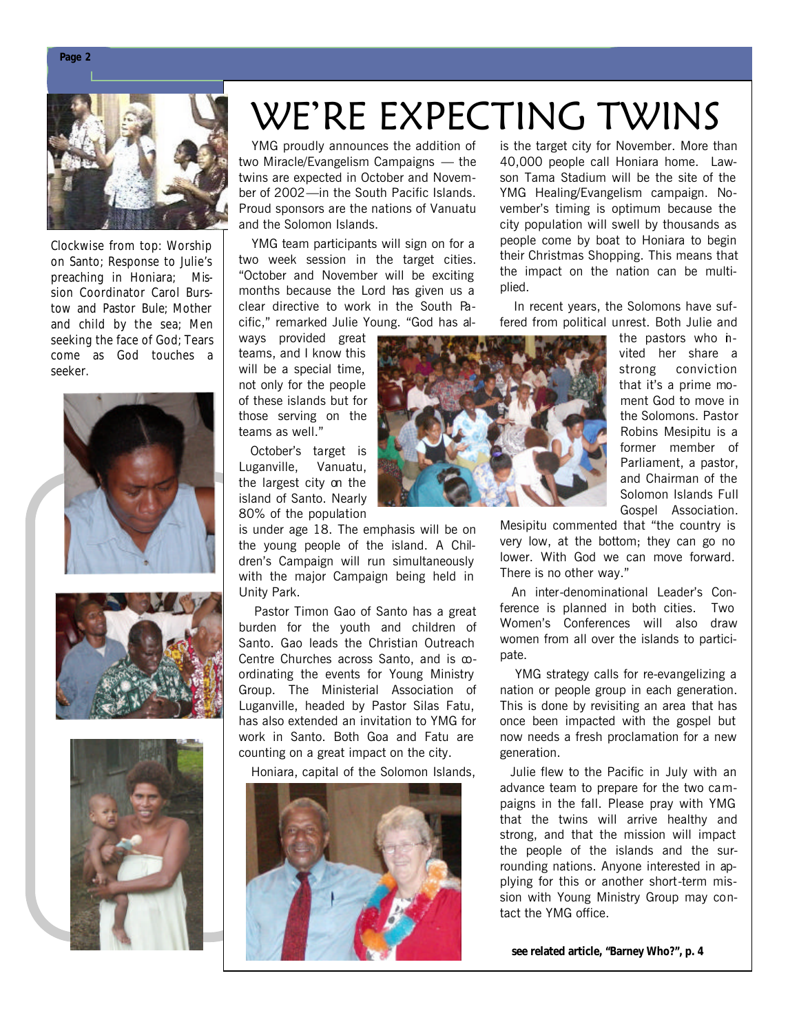Clockwise from top: Worship on Santo; Response to Julie's preaching in Honiara; Mission Coordinator Carol Burstow and Pastor Bule; Mother and child by the sea; Men seeking the face of God; Tears come as God touches a seeker.

# WE'RE EXPECTING TWINS

YMG proudly announces the addition of two Miracle/Evangelism Campaigns — the twins are expected in October and November of 2002—in the South Pacific Islands. Proud sponsors are the nations of Vanuatu and the Solomon Islands.

YMG team participants will sign on for a two week session in the target cities. "October and November will be exciting months because the Lord has given us a clear directive to work in the South Pacific," remarked Julie Young. "God has always provided great teams, and I know this will be a special time, not only for the people of these islands but for those serving on the teams as well."

October's target is Luganville, Vanuatu, the largest city on the island of Santo. Nearly 80% of the population is under age 18. The emphasis will be on the young people of the island. A Children's Campaign will run simultaneously with the major Campaign being held in Unity Park.

Pastor Timon Gao of Santo has a great burden for the youth and children of Santo. Gao leads the Christian Outreach Centre Churches across Santo, and is coordinating the events for Young Ministry Group. The Ministerial Association of Luganville, headed by Pastor Silas Fatu, has also extended an invitation to YMG for work in Santo. Both Goa and Fatu are counting on a great impact on the city.

Honiara, capital of the Solomon Islands, is the target city for November. More than 40,000 people call Honiara home. Lawson Tama Stadium will be the site of the YMG Healing/Evangelism campaign. November's timing is optimum because the city population will swell by thousands as people come by boat to Honiara to begin their Christmas Shopping. This means that the impact on the nation can be multiplied.

In recent years, the Solomons have suffered from political unrest. Both Julie and the pastors who invited her share a strong conviction that it's a prime moment God to move in the Solomons. Pastor Robins Mesipitu is a former member of Parliament, a pastor, and Chairman of the Solomon Islands Full Gospel Association. Mesipitu commented that "the country is very low, at the bottom; they can go no lower. With God we can move forward. There is no other way."

An inter-denominational Leader's Conference is planned in both cities. Two Women's Conferences will also draw women from all over the islands to participate.

YMG strategy calls for re-evangelizing a nation or people group in each generation. This is done by revisiting an area that has once been impacted with the gospel but now needs a fresh proclamation for a new generation.

Julie flew to the Pacific in July with an advance team to prepare for the two campaigns in the fall. Please pray with YMG that the twins will arrive healthy and strong, and that the mission will impact the people of the islands and the surrounding nations. Anyone interested in applying for this or another short-term mission with Young Ministry Group may contact the YMG office.

**see related article, "Barney Who?", p. 4**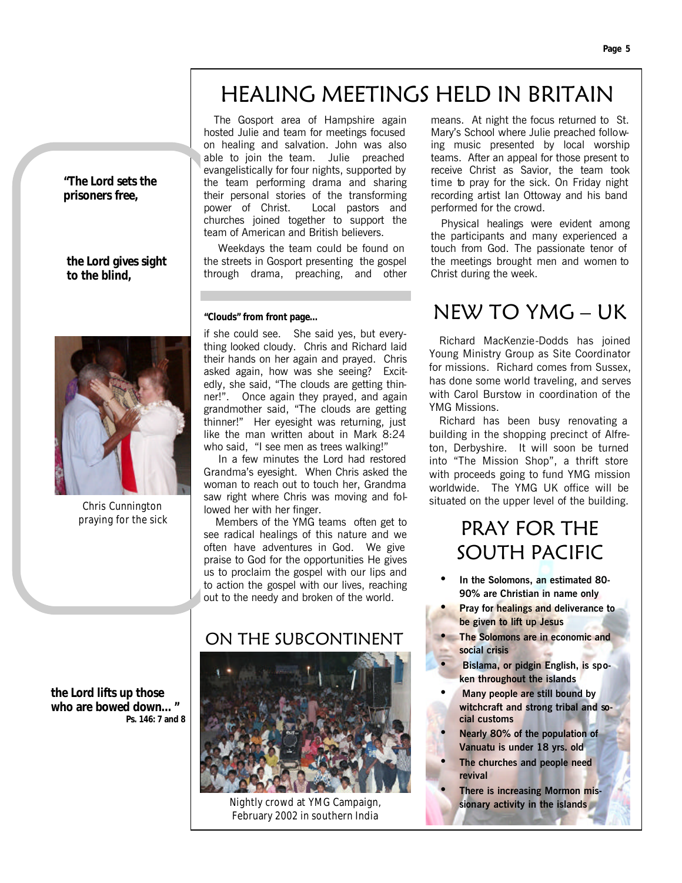# HEALING MEETINGS HELD IN BRITAIN

The Gosport area of Hampshire again hosted Julie and team for meetings focused on healing and salvation. John was also able to join the team. Julie preached evangelistically for four nights, supported by the team performing drama and sharing their personal stories of the transforming power of Christ. Local pastors and churches joined together to support the team of American and British believers.

Weekdays the team could be found on the streets in Gosport presenting the gospel through drama, preaching, and other means. At night the focus returned to St. Mary's School where Julie preached following music presented by local worship teams. After an appeal for those present to receive Christ as Savior, the team took time to pray for the sick. On Friday night recording artist Ian Ottoway and his band performed for the crowd.

Physical healings were evident among the participants and many experienced a touch from God. The passionate tenor of the meetings brought men and women to Christ during the week.

**"The Lord sets the prisoners free,**

**the Lord gives sight to the blind,**

**the Lord lifts up those who are bowed down... "**
**Ps. 146: 7 and 8**

Chris Cunnington praying for the sick

**"Clouds" from front page...**

if she could see. She said yes, but everything looked cloudy. Chris and Richard laid their hands on her again and prayed. Chris asked again, how was she seeing? Excitedly, she said, "The clouds are getting thinner!". Once again they prayed, and again grandmother said, "The clouds are getting thinner!" Her eyesight was returning, just like the man written about in Mark 8:24 who said, "I see men as trees walking!"

In a few minutes the Lord had restored Grandma's eyesight. When Chris asked the woman to reach out to touch her, Grandma saw right where Chris was moving and followed her with her finger.

Members of the YMG teams often get to see radical healings of this nature and we often have adventures in God. We give praise to God for the opportunities He gives us to proclaim the gospel with our lips and to action the gospel with our lives, reaching out to the needy and broken of the world.

# ON THE SUBCONTINENT

Nightly crowd at YMG Campaign, February 2002 in southern India

# NEW TO YMG – UK

Richard MacKenzie-Dodds has joined Young Ministry Group as Site Coordinator for missions. Richard comes from Sussex, has done some world traveling, and serves with Carol Burstow in coordination of the YMG Missions.

Richard has been busy renovating a building in the shopping precinct of Alfreton, Derbyshire. It will soon be turned into "The Mission Shop", a thrift store with proceeds going to fund YMG mission worldwide. The YMG UK office will be situated on the upper level of the building.

# PRAY FOR THE SOUTH PACIFIC

- **In the Solomons, an estimated 80-90% are Christian in name only**
- **Pray for healings and deliverance to be given to lift up Jesus**
- **The Solomons are in economic and social crisis**
- **Bislama, or pidgin English, is spoken throughout the islands**
- **Many people are still bound by witchcraft and strong tribal and social customs**
- **Nearly 80% of the population of Vanuatu is under 18 yrs. old**
- **The churches and people need revival**
- **There is increasing Mormon missionary activity in the islands**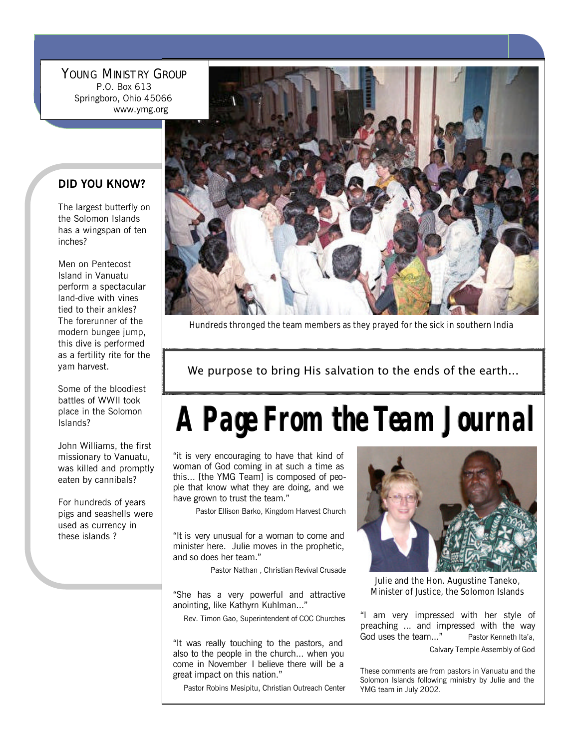YOUNG MINISTRY GROUP
P.O. Box 613
Springboro, Ohio 45066
www.ymg.org

### DID YOU KNOW?

The largest butterfly on the Solomon Islands has a wingspan of ten inches?

Men on Pentecost Island in Vanuatu perform a spectacular land-dive with vines tied to their ankles? The forerunner of the modern bungee jump, this dive is performed as a fertility rite for the yam harvest.

Some of the bloodiest battles of WWII took place in the Solomon Islands?

John Williams, the first missionary to Vanuatu, was killed and promptly eaten by cannibals?

For hundreds of years pigs and seashells were used as currency in these islands ?

Hundreds thronged the team members as they prayed for the sick in southern India

We purpose to bring His salvation to the ends of the earth...

# A Page From the Team Journal

"it is very encouraging to have that kind of woman of God coming in at such a time as this... [the YMG Team] is composed of people that know what they are doing, and we have grown to trust the team."

Pastor Ellison Barko, Kingdom Harvest Church

"It is very unusual for a woman to come and minister here. Julie moves in the prophetic, and so does her team."

Pastor Nathan , Christian Revival Crusade

"She has a very powerful and attractive anointing, like Kathyrn Kuhlman..."

Rev. Timon Gao, Superintendent of COC Churches

"It was really touching to the pastors, and also to the people in the church... when you come in November I believe there will be a great impact on this nation."

Pastor Robins Mesipitu, Christian Outreach Center

Julie and the Hon. Augustine Taneko, Minister of Justice, the Solomon Islands

"I am very impressed with her style of preaching ... and impressed with the way God uses the team..."

Pastor Kenneth Ita'a, Calvary Temple Assembly of God

These comments are from pastors in Vanuatu and the Solomon Islands following ministry by Julie and the YMG team in July 2002.